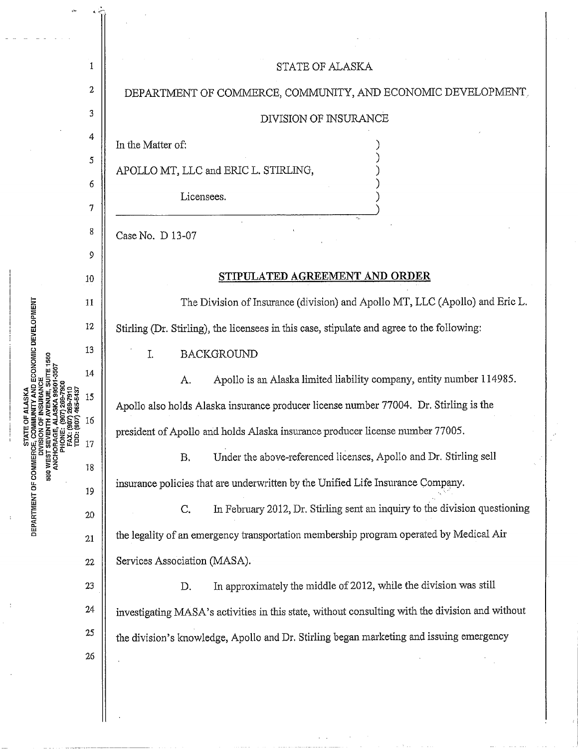STATE OF ALASKA

DEPARTMENT OF COMMERCE, COMMUNITY, AND ECONOMIC DEVELOPMENT

DIVISION OF INSURANCE

In the Matter of:

APOLLO MT, LLC and ERIC L. STIRLING,

Licensees.

Case No. D 13-07

## STIPULATED AGREEMENT AND ORDER

The Division of Insurance (division) and Apollo MT, LLC (Apollo) and Eric L. Stirling (Dr. Stirling), the licensees in this case, stipulate and agree to the following:

I. BACKGROUND

A. Apollo is an Alaska limited liability company, entity number 114985. Apollo also holds Alaska insurance producer license number 77004. Dr. Stirling is the president of Apollo and holds Alaska insurance producer license number 77005.

B. Under the above-referenced licenses, Apollo and Dr. Stirling sell insurance policies that are underwritten by the Unified Life Insurance Company.

C. In February 2012, Dr. Stirling sent an inquiry to the division questioning the legality of an emergency transportation membership program operated by Medical Air Services Association (MASA).

D. In approximately the middle of 2012, while the division was still investigating MASA's activities in this state, without consulting with the division and without the division's knowledge, Apollo and Dr. Stirling began marketing and issuing emergency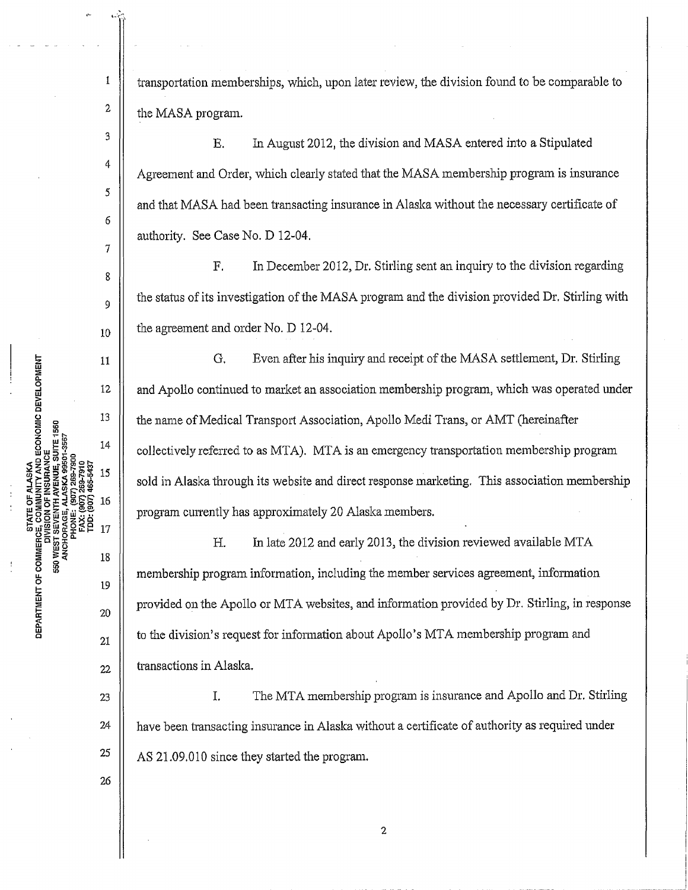transportation memberships, which, upon later review, the division found to be comparable to the MASA program.

E. In August 2012, the division and MASA entered into a Stipulated Agreement and Order, which clearly stated that the MASA membership program is insurance and that MASA had been transacting insurance in Alaska without the necessary certificate of authority. See Case No. D 12-04.

F. In December 2012, Dr. Stirling sent an inquiry to the division regarding the status of its investigation of the MASA program and the division provided Dr. Stirling with the agreement and order No. D 12-04.

G. Even after his inquiry and receipt of the MASA settlement, Dr. Stirling and Apollo continued to market an association membership program, which was operated under the name of Medical Transport Association, Apollo Medi Trans, or AMT (hereinafter collectively referred to as MTA). MTA is an emergency transportation membership program sold in Alaska through its website and direct response marketing. This association membership program currently has approximately 20 Alaska members.

H. In late 2012 and early 2013, the division reviewed available MTA membership program information, including the member services agreement, information provided on the Apollo or MTA websites, and information provided by Dr. Stirling, in response to the division's request for information about Apollo's MTA membership program and transactions in Alaska.

I. The MTA membership program is insurance and Apollo and Dr. Stirling have been transacting insurance in Alaska without a certificate of authority as required under AS 21.09.010 since they started the program.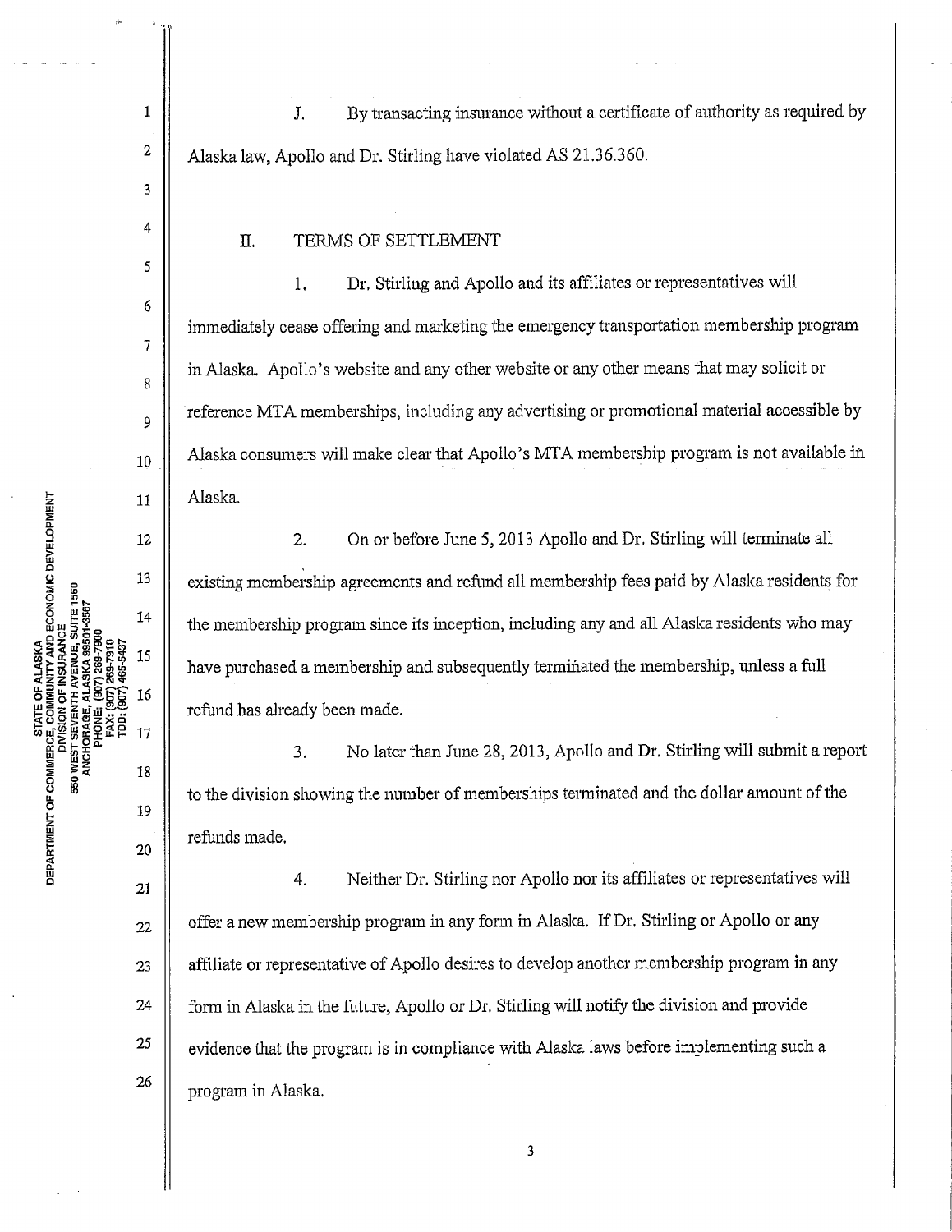J. By transacting insurance without a certificate of authority as required by Alaska law, Apollo and Dr. Stirling have violated AS 21.36.360.

## II. TERMS OF SETTLEMENT

1. Dr. Stirling and Apollo and its affiliates or representatives will immediately cease offering and marketing the emergency transportation membership program in Alaska. Apollo's website and any other website or any other means that may solicit or reference MTA memberships, including any advertising or promotional material accessible by Alaska consumers will make clear that Apollo's MTA membership program is not available in Alaska.

2. On or before June 5, 2013 Apollo and Dr. Stirling will terminate all existing membership agreements and refund all membership fees paid by Alaska residents for the membership program since its inception, including any and all Alaska residents who may have purchased a membership and subsequently terminated the membership, unless a full refund has already been made.

3. No later than June 28, 2013, Apollo and Dr. Stirling will submit a report to the division showing the number of memberships terminated and the dollar amount of the refunds made.

4. Neither Dr. Stirling nor Apollo nor its affiliates or representatives will offer a new membership program in any form in Alaska. If Dr. Stirling or Apollo or any affiliate or representative of Apollo desires to develop another membership program in any form in Alaska in the future, Apollo or Dr. Stirling will notify the division and provide evidence that the program is in compliance with Alaska laws before implementing such a program in Alaska.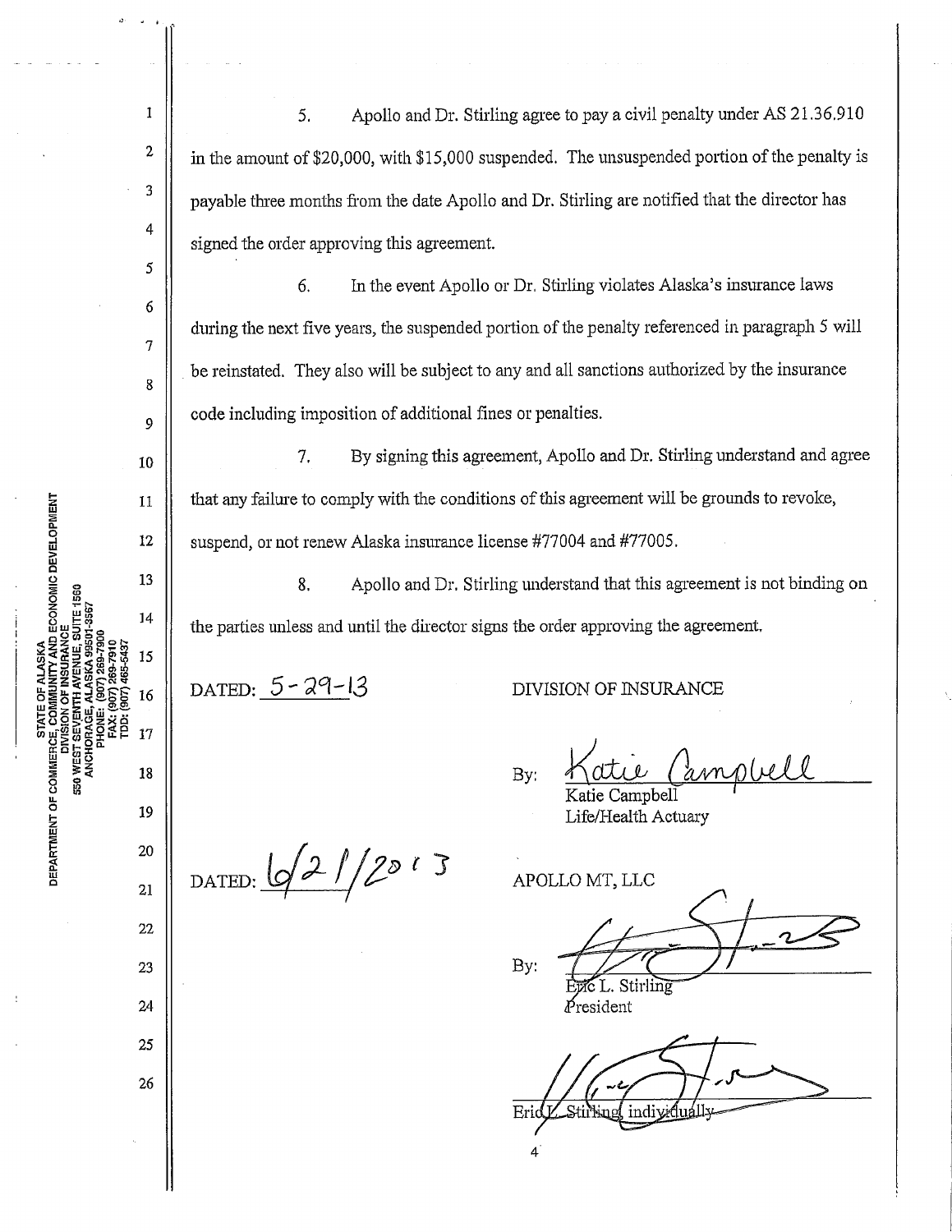5. Apollo and Dr. Stirling agree to pay a civil penalty under AS 21.36.910 in the amount of $20,000, with $15,000 suspended. The unsuspended portion of the penalty is payable three months from the date Apollo and Dr. Stirling are notified that the director has signed the order approving this agreement.

6. In the event Apollo or Dr. Stirling violates Alaska's insurance laws during the next five years, the suspended portion of the penalty referenced in paragraph 5 will be reinstated. They also will be subject to any and all sanctions authorized by the insurance code including imposition of additional fines or penalties.

7. By signing this agreement, Apollo and Dr. Stirling understand and agree that any failure to comply with the conditions of this agreement will be grounds to revoke, suspend, or not renew Alaska insurance license #77004 and #77005.

8. Apollo and Dr. Stirling understand that this agreement is not binding on the parties unless and until the director signs the order approving the agreement.

DATED: 5-29-13

DIVISION OF INSURANCE

By: Katie Campbell
Katie Campbell
Life/Health Actuary

DATED: 6/21/2013

APOLLO MT, LLC

By: 
Eric L. Stirling
President

Eric L. Stirling, individually

STATE OF ALASKA
DEPARTMENT OF COMMERCE, COMMUNITY AND ECONOMIC DEVELOPMENT
DIVISION OF INSURANCE
550 WEST SEVENTH AVENUE, SUITE 1560
ANCHORAGE, ALASKA 99501-3567
PHONE: (907) 269-7900
FAX: (907) 269-7910
TDD: (907) 465-5437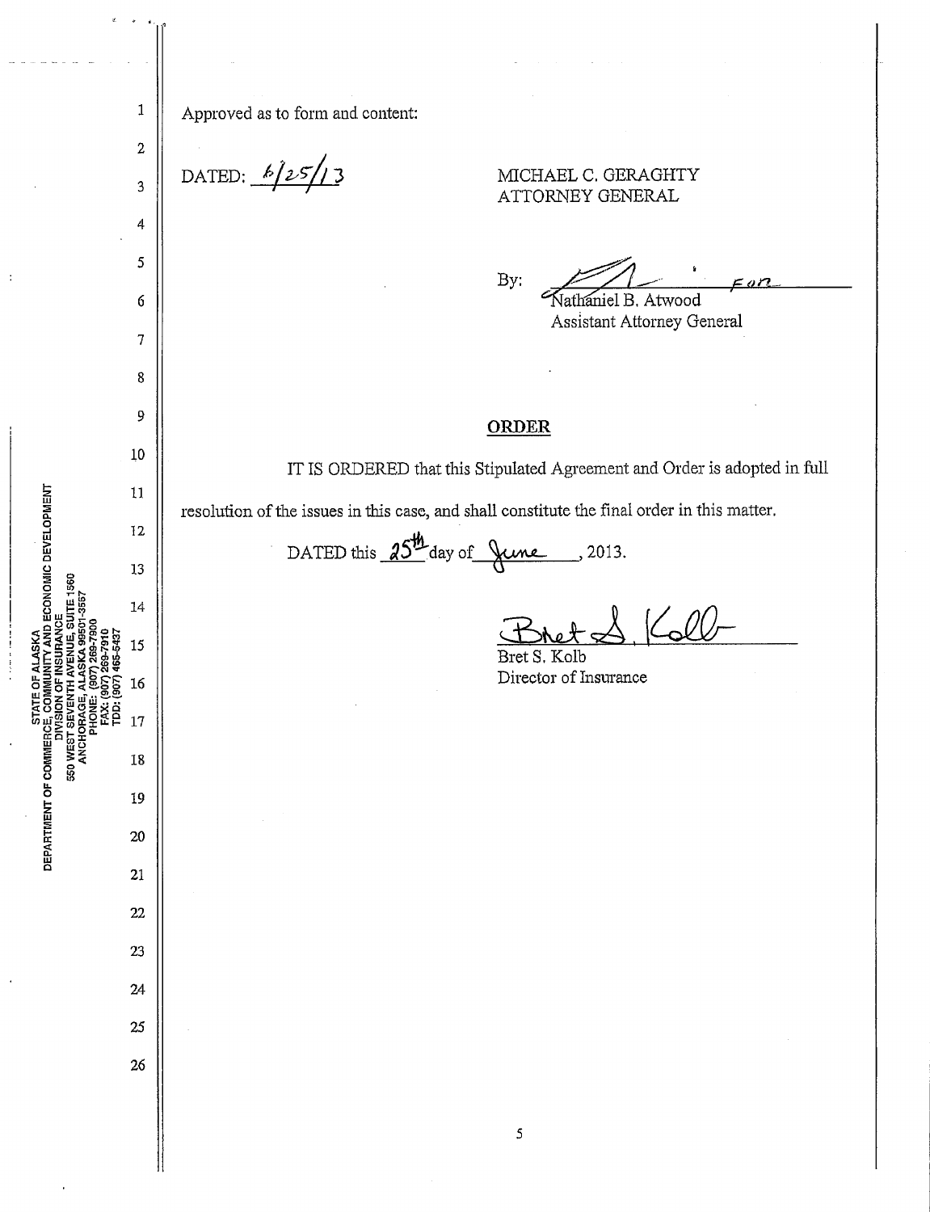Approved as to form and content:

DATED: 6/25/13

MICHAEL C. GERAGHTY
ATTORNEY GENERAL

By: _______________ For
Nathaniel B. Atwood
Assistant Attorney General

## ORDER

IT IS ORDERED that this Stipulated Agreement and Order is adopted in full resolution of the issues in this case, and shall constitute the final order in this matter.

DATED this 25th day of June, 2013.

_______________
Bret S. Kolb
Director of Insurance

STATE OF ALASKA
DEPARTMENT OF COMMERCE, COMMUNITY AND ECONOMIC DEVELOPMENT
DIVISION OF INSURANCE
550 WEST SEVENTH AVENUE, SUITE 1560
ANCHORAGE, ALASKA 99501-3567
PHONE: (907) 269-7900
FAX: (907) 269-7910
TDD: (907) 465-5437